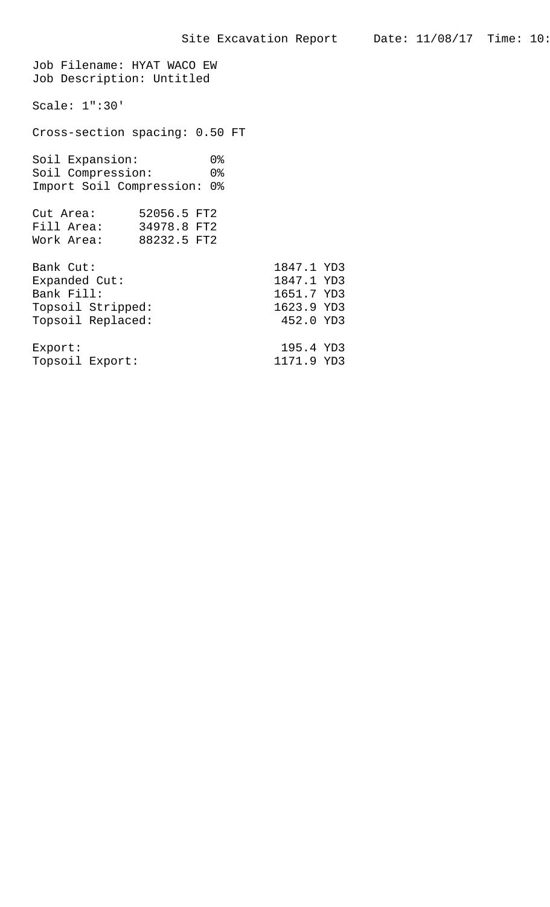# Site Excavation Report

Date: 11/08/17 Time: 10:

Job Filename: HYAT WACO EW
Job Description: Untitled

Scale: 1":30'

Cross-section spacing: 0.50 FT

| | |
|---|---|
| Soil Expansion: | 0% |
| Soil Compression: | 0% |
| Import Soil Compression: | 0% |

| | |
|---|---|
| Cut Area: | 52056.5 FT2 |
| Fill Area: | 34978.8 FT2 |
| Work Area: | 88232.5 FT2 |

| | |
|---|---|
| Bank Cut: | 1847.1 YD3 |
| Expanded Cut: | 1847.1 YD3 |
| Bank Fill: | 1651.7 YD3 |
| Topsoil Stripped: | 1623.9 YD3 |
| Topsoil Replaced: | 452.0 YD3 |

| | |
|---|---|
| Export: | 195.4 YD3 |
| Topsoil Export: | 1171.9 YD3 |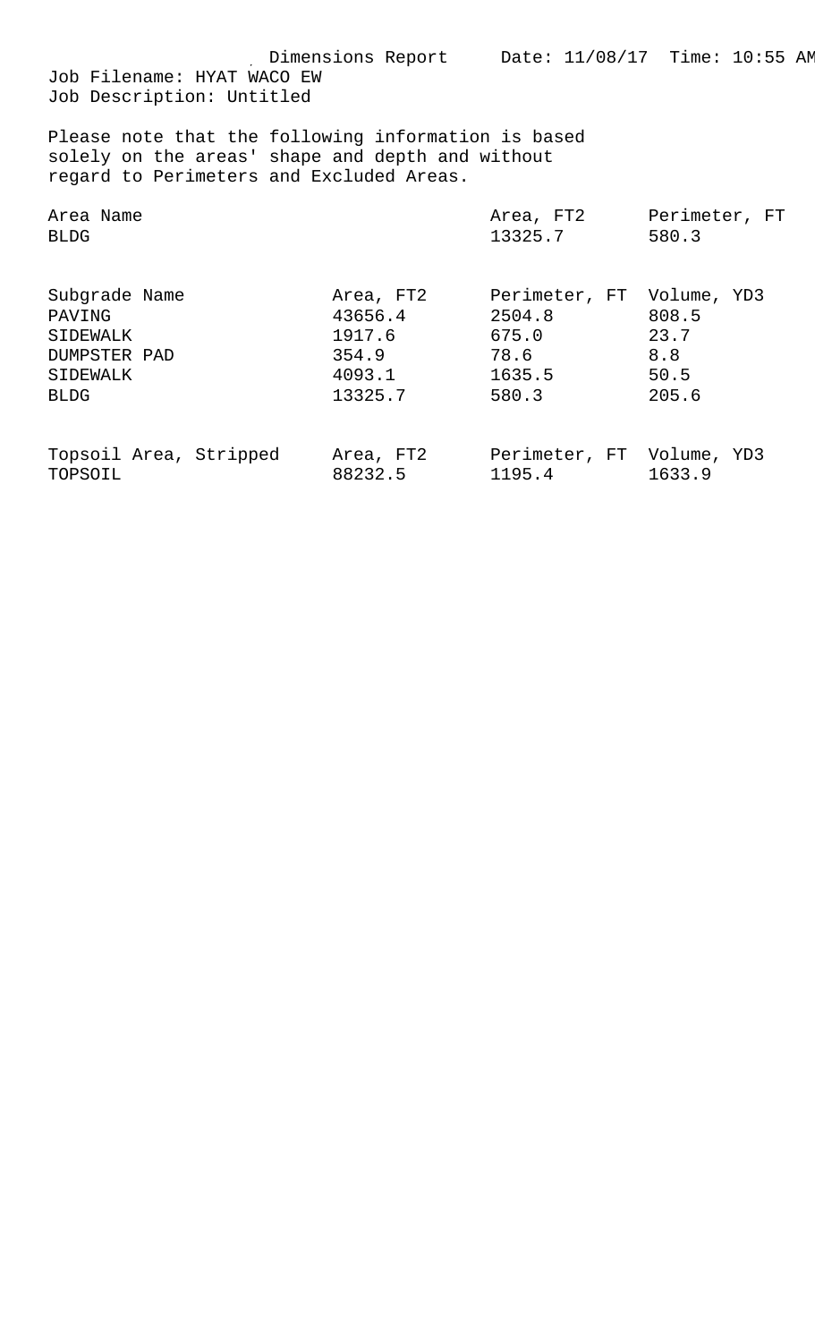Dimensions Report Date: 11/08/17 Time: 10:55 AM

Job Filename: HYAT WACO EW

Job Description: Untitled

Please note that the following information is based solely on the areas' shape and depth and without regard to Perimeters and Excluded Areas.

| Area Name | Area, FT2 | Perimeter, FT |
|---|---|---|
| BLDG | 13325.7 | 580.3 |

| Subgrade Name | Area, FT2 | Perimeter, FT | Volume, YD3 |
|---|---|---|---|
| PAVING | 43656.4 | 2504.8 | 808.5 |
| SIDEWALK | 1917.6 | 675.0 | 23.7 |
| DUMPSTER PAD | 354.9 | 78.6 | 8.8 |
| SIDEWALK | 4093.1 | 1635.5 | 50.5 |
| BLDG | 13325.7 | 580.3 | 205.6 |

| Topsoil Area, Stripped | Area, FT2 | Perimeter, FT | Volume, YD3 |
|---|---|---|---|
| TOPSOIL | 88232.5 | 1195.4 | 1633.9 |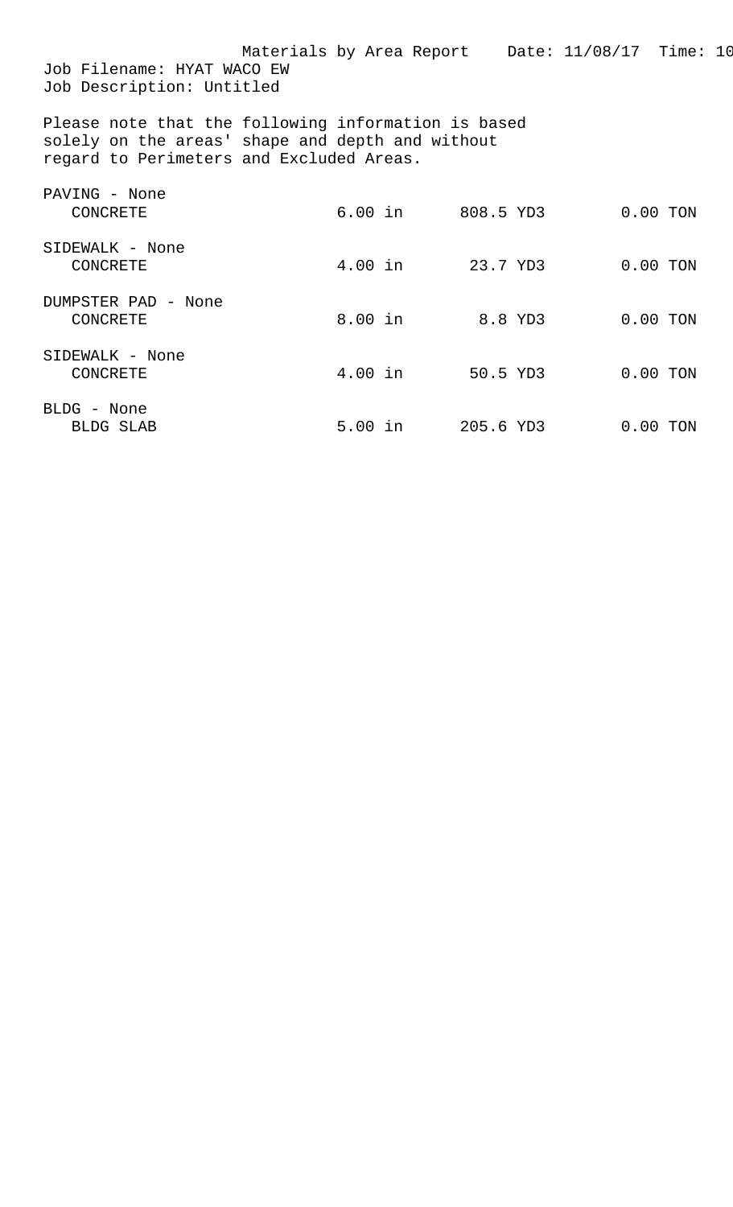Materials by Area Report    Date: 11/08/17  Time: 10

Job Filename: HYAT WACO EW
Job Description: Untitled

Please note that the following information is based solely on the areas' shape and depth and without regard to Perimeters and Excluded Areas.

| Area / Material | Depth | Volume | Weight |
|---|---|---|---|
| PAVING - None | | | |
| CONCRETE | 6.00 in | 808.5 YD3 | 0.00 TON |
| SIDEWALK - None | | | |
| CONCRETE | 4.00 in | 23.7 YD3 | 0.00 TON |
| DUMPSTER PAD - None | | | |
| CONCRETE | 8.00 in | 8.8 YD3 | 0.00 TON |
| SIDEWALK - None | | | |
| CONCRETE | 4.00 in | 50.5 YD3 | 0.00 TON |
| BLDG - None | | | |
| BLDG SLAB | 5.00 in | 205.6 YD3 | 0.00 TON |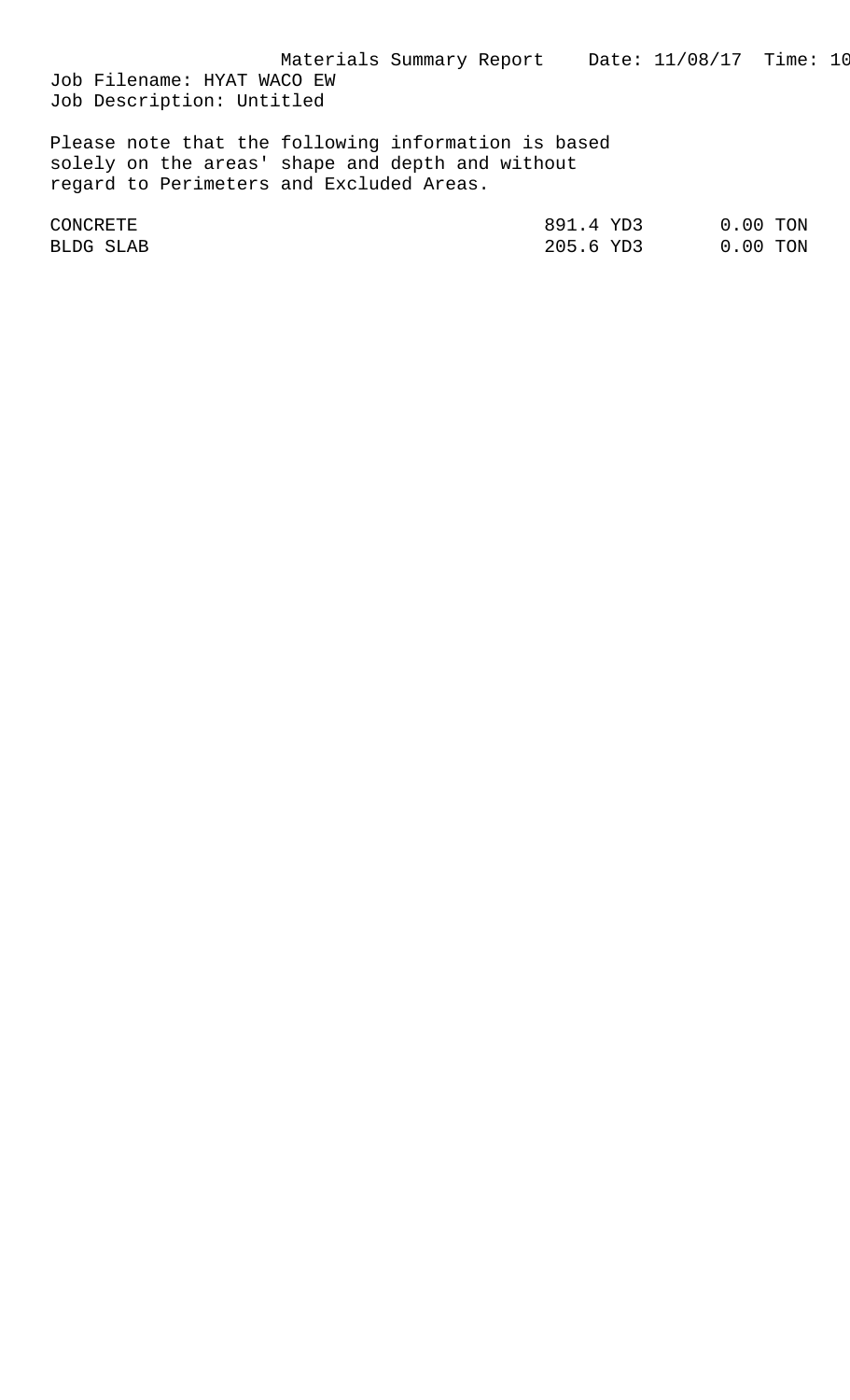Materials Summary Report    Date: 11/08/17  Time: 10

Job Filename: HYAT WACO EW

Job Description: Untitled

Please note that the following information is based solely on the areas' shape and depth and without regard to Perimeters and Excluded Areas.

| | | |
|---|---|---|
| CONCRETE | 891.4 YD3 | 0.00 TON |
| BLDG SLAB | 205.6 YD3 | 0.00 TON |